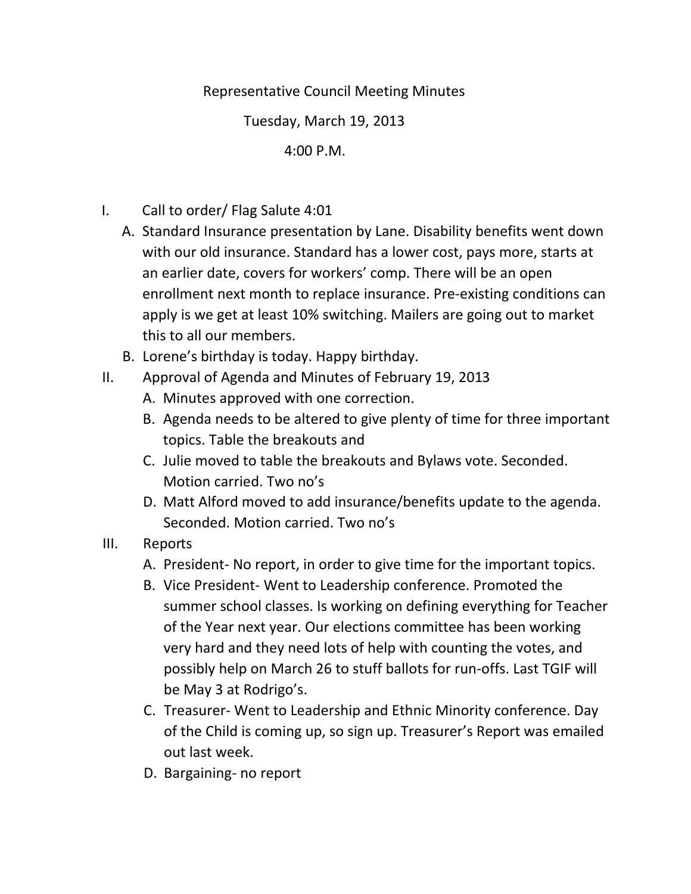Representative Council Meeting Minutes

Tuesday, March 19, 2013

4:00 P.M.

I. Call to order/ Flag Salute 4:01
   - A. Standard Insurance presentation by Lane. Disability benefits went down with our old insurance. Standard has a lower cost, pays more, starts at an earlier date, covers for workers' comp. There will be an open enrollment next month to replace insurance. Pre-existing conditions can apply is we get at least 10% switching. Mailers are going out to market this to all our members.
   - B. Lorene's birthday is today. Happy birthday.

II. Approval of Agenda and Minutes of February 19, 2013
   - A. Minutes approved with one correction.
   - B. Agenda needs to be altered to give plenty of time for three important topics. Table the breakouts and
   - C. Julie moved to table the breakouts and Bylaws vote. Seconded. Motion carried. Two no's
   - D. Matt Alford moved to add insurance/benefits update to the agenda. Seconded. Motion carried. Two no's

III. Reports
   - A. President- No report, in order to give time for the important topics.
   - B. Vice President- Went to Leadership conference. Promoted the summer school classes. Is working on defining everything for Teacher of the Year next year. Our elections committee has been working very hard and they need lots of help with counting the votes, and possibly help on March 26 to stuff ballots for run-offs. Last TGIF will be May 3 at Rodrigo's.
   - C. Treasurer- Went to Leadership and Ethnic Minority conference. Day of the Child is coming up, so sign up. Treasurer's Report was emailed out last week.
   - D. Bargaining- no report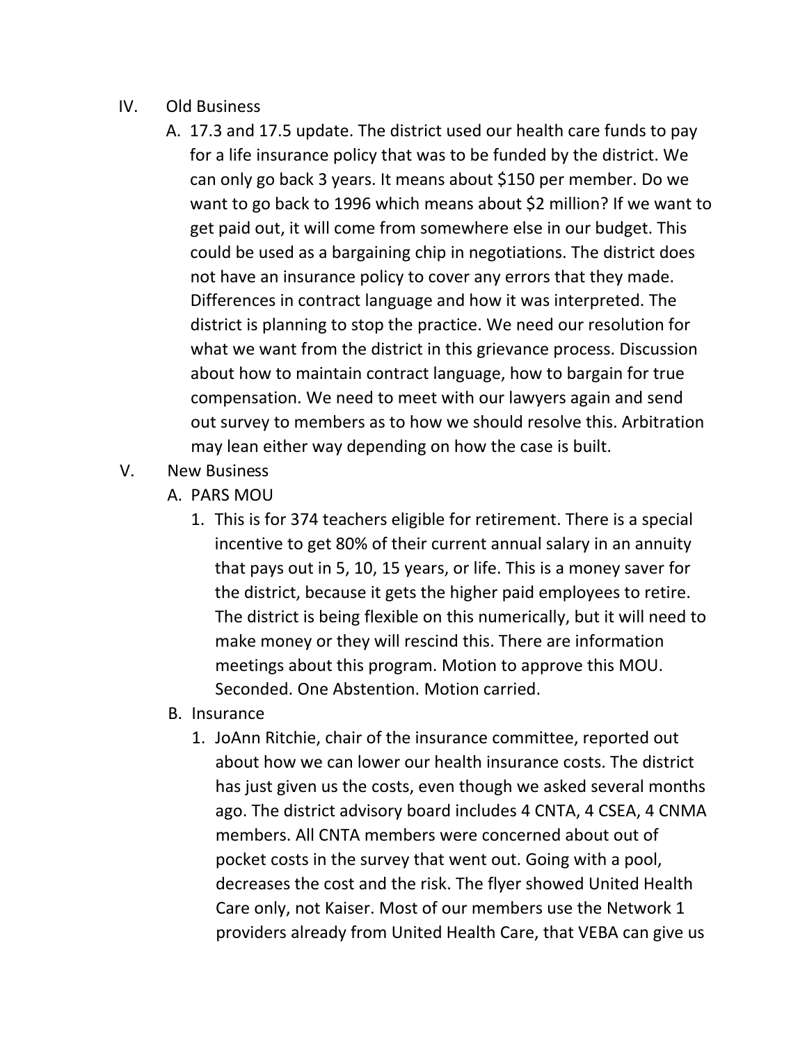IV. Old Business

A. 17.3 and 17.5 update. The district used our health care funds to pay for a life insurance policy that was to be funded by the district. We can only go back 3 years. It means about $150 per member. Do we want to go back to 1996 which means about $2 million? If we want to get paid out, it will come from somewhere else in our budget. This could be used as a bargaining chip in negotiations. The district does not have an insurance policy to cover any errors that they made. Differences in contract language and how it was interpreted. The district is planning to stop the practice. We need our resolution for what we want from the district in this grievance process. Discussion about how to maintain contract language, how to bargain for true compensation. We need to meet with our lawyers again and send out survey to members as to how we should resolve this. Arbitration may lean either way depending on how the case is built.

V. New Business

A. PARS MOU

1. This is for 374 teachers eligible for retirement. There is a special incentive to get 80% of their current annual salary in an annuity that pays out in 5, 10, 15 years, or life. This is a money saver for the district, because it gets the higher paid employees to retire. The district is being flexible on this numerically, but it will need to make money or they will rescind this. There are information meetings about this program. Motion to approve this MOU. Seconded. One Abstention. Motion carried.

B. Insurance

1. JoAnn Ritchie, chair of the insurance committee, reported out about how we can lower our health insurance costs. The district has just given us the costs, even though we asked several months ago. The district advisory board includes 4 CNTA, 4 CSEA, 4 CNMA members. All CNTA members were concerned about out of pocket costs in the survey that went out. Going with a pool, decreases the cost and the risk. The flyer showed United Health Care only, not Kaiser. Most of our members use the Network 1 providers already from United Health Care, that VEBA can give us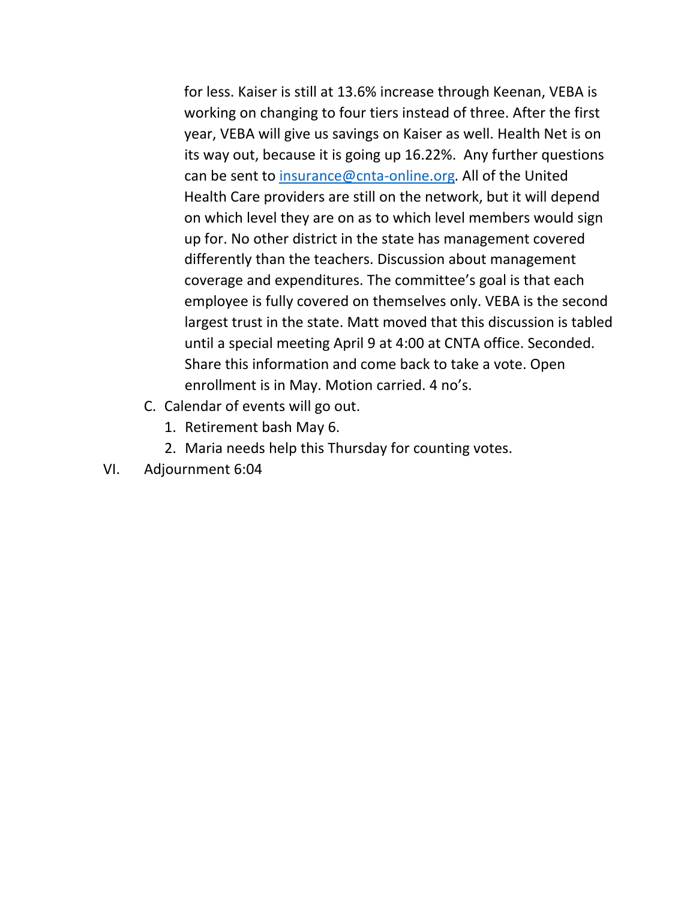for less. Kaiser is still at 13.6% increase through Keenan, VEBA is working on changing to four tiers instead of three. After the first year, VEBA will give us savings on Kaiser as well. Health Net is on its way out, because it is going up 16.22%. Any further questions can be sent to [insurance@cnta-online.org](mailto:insurance@cnta-online.org). All of the United Health Care providers are still on the network, but it will depend on which level they are on as to which level members would sign up for. No other district in the state has management covered differently than the teachers. Discussion about management coverage and expenditures. The committee's goal is that each employee is fully covered on themselves only. VEBA is the second largest trust in the state. Matt moved that this discussion is tabled until a special meeting April 9 at 4:00 at CNTA office. Seconded. Share this information and come back to take a vote. Open enrollment is in May. Motion carried. 4 no's.

C. Calendar of events will go out.
   1. Retirement bash May 6.
   2. Maria needs help this Thursday for counting votes.

VI. Adjournment 6:04